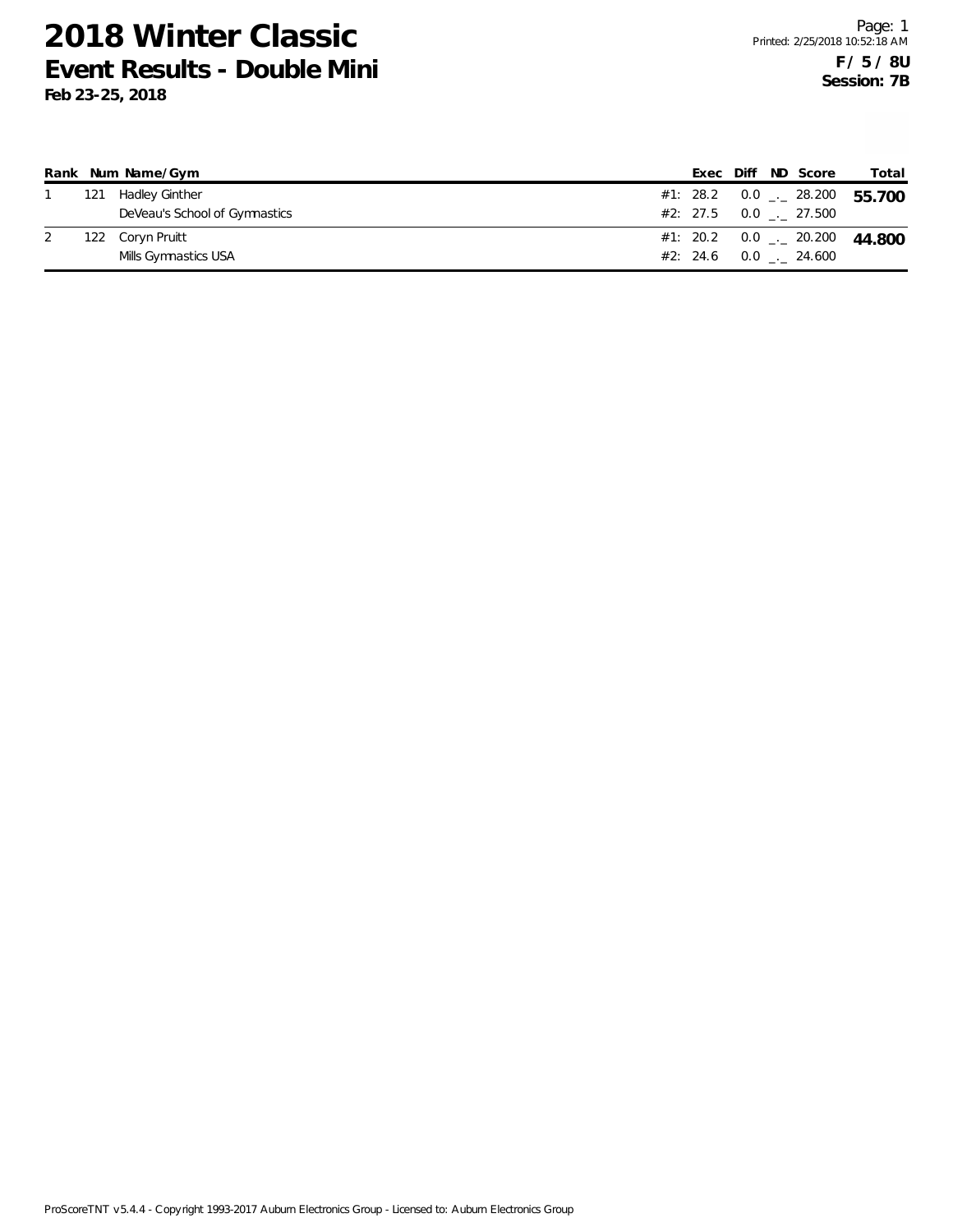# 2018 Winter Classic

## Event Results - Double Mini

**Feb 23-25, 2018**

Printed: 2/25/2018 10:52:18 AM

**F / 5 / 8U**
**Session: 7B**

| Rank | Num | Name/Gym | Exec | Diff | ND | Score | Total |
|---|---|---|---|---|---|---|---|
| 1 | 121 | Hadley Ginther | #1: 28.2 | 0.0 | _._ | 28.200 | **55.700** |
| | | DeVeau's School of Gymnastics | #2: 27.5 | 0.0 | _._ | 27.500 | |
| 2 | 122 | Coryn Pruitt | #1: 20.2 | 0.0 | _._ | 20.200 | **44.800** |
| | | Mills Gymnastics USA | #2: 24.6 | 0.0 | _._ | 24.600 | |

ProScoreTNT v5.4.4 - Copyright 1993-2017 Auburn Electronics Group - Licensed to: Auburn Electronics Group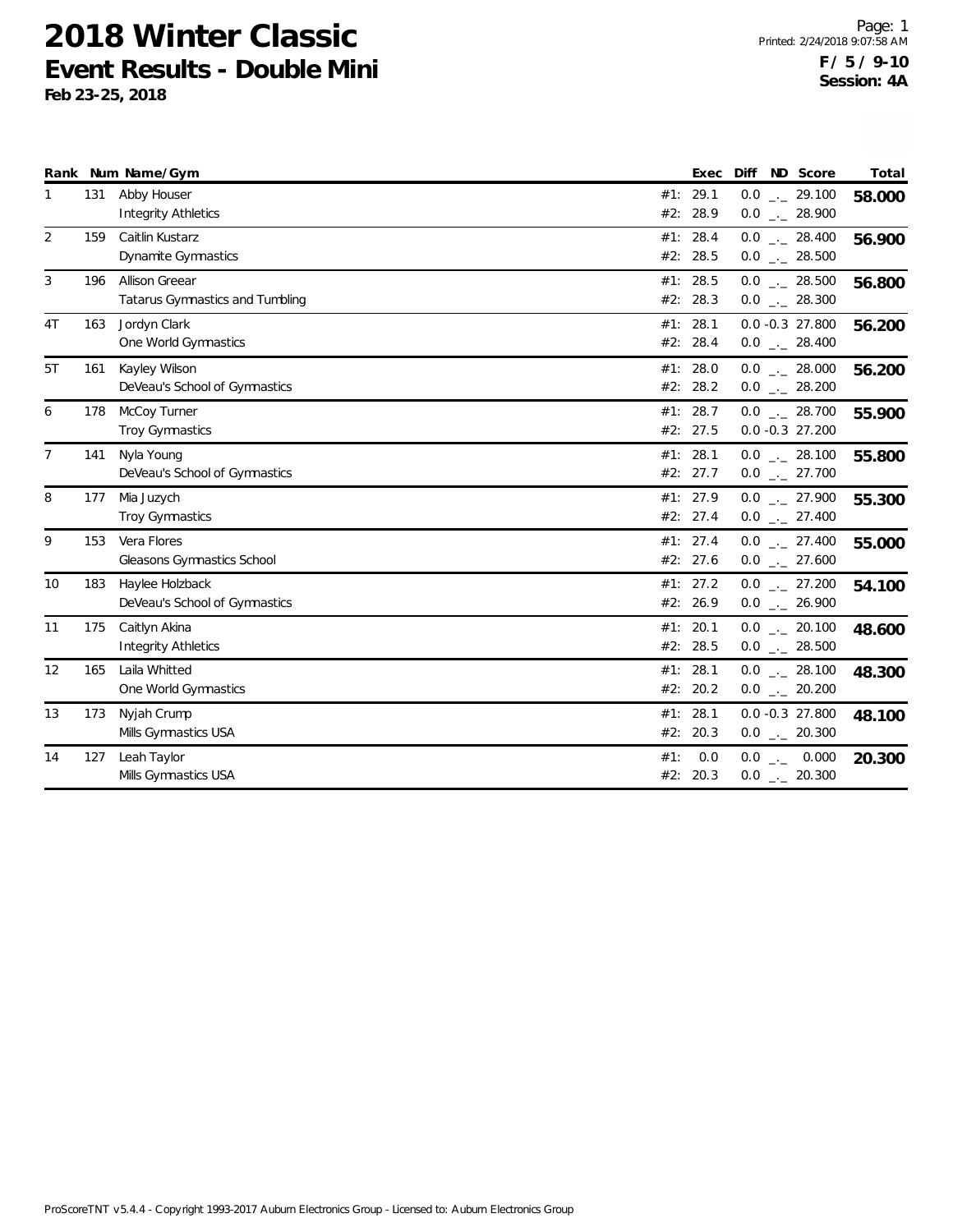# 2018 Winter Classic

## Event Results - Double Mini

**Feb 23-25, 2018**

**F / 5 / 9-10**
**Session: 4A**

| Rank | Num | Name/Gym | | Exec | Diff | ND | Score | Total |
|---|---|---|---|---|---|---|---|---|
| 1 | 131 | Abby Houser | #1: | 29.1 | 0.0 | _._ | 29.100 | **58.000** |
| | | Integrity Athletics | #2: | 28.9 | 0.0 | _._ | 28.900 | |
| 2 | 159 | Caitlin Kustarz | #1: | 28.4 | 0.0 | _._ | 28.400 | **56.900** |
| | | Dynamite Gymnastics | #2: | 28.5 | 0.0 | _._ | 28.500 | |
| 3 | 196 | Allison Greear | #1: | 28.5 | 0.0 | _._ | 28.500 | **56.800** |
| | | Tatarus Gymnastics and Tumbling | #2: | 28.3 | 0.0 | _._ | 28.300 | |
| 4T | 163 | Jordyn Clark | #1: | 28.1 | 0.0 | -0.3 | 27.800 | **56.200** |
| | | One World Gymnastics | #2: | 28.4 | 0.0 | _._ | 28.400 | |
| 5T | 161 | Kayley Wilson | #1: | 28.0 | 0.0 | _._ | 28.000 | **56.200** |
| | | DeVeau's School of Gymnastics | #2: | 28.2 | 0.0 | _._ | 28.200 | |
| 6 | 178 | McCoy Turner | #1: | 28.7 | 0.0 | _._ | 28.700 | **55.900** |
| | | Troy Gymnastics | #2: | 27.5 | 0.0 | -0.3 | 27.200 | |
| 7 | 141 | Nyla Young | #1: | 28.1 | 0.0 | _._ | 28.100 | **55.800** |
| | | DeVeau's School of Gymnastics | #2: | 27.7 | 0.0 | _._ | 27.700 | |
| 8 | 177 | Mia Juzych | #1: | 27.9 | 0.0 | _._ | 27.900 | **55.300** |
| | | Troy Gymnastics | #2: | 27.4 | 0.0 | _._ | 27.400 | |
| 9 | 153 | Vera Flores | #1: | 27.4 | 0.0 | _._ | 27.400 | **55.000** |
| | | Gleasons Gymnastics School | #2: | 27.6 | 0.0 | _._ | 27.600 | |
| 10 | 183 | Haylee Holzback | #1: | 27.2 | 0.0 | _._ | 27.200 | **54.100** |
| | | DeVeau's School of Gymnastics | #2: | 26.9 | 0.0 | _._ | 26.900 | |
| 11 | 175 | Caitlyn Akina | #1: | 20.1 | 0.0 | _._ | 20.100 | **48.600** |
| | | Integrity Athletics | #2: | 28.5 | 0.0 | _._ | 28.500 | |
| 12 | 165 | Laila Whitted | #1: | 28.1 | 0.0 | _._ | 28.100 | **48.300** |
| | | One World Gymnastics | #2: | 20.2 | 0.0 | _._ | 20.200 | |
| 13 | 173 | Nyjah Crump | #1: | 28.1 | 0.0 | -0.3 | 27.800 | **48.100** |
| | | Mills Gymnastics USA | #2: | 20.3 | 0.0 | _._ | 20.300 | |
| 14 | 127 | Leah Taylor | #1: | 0.0 | 0.0 | _._ | 0.000 | **20.300** |
| | | Mills Gymnastics USA | #2: | 20.3 | 0.0 | _._ | 20.300 | |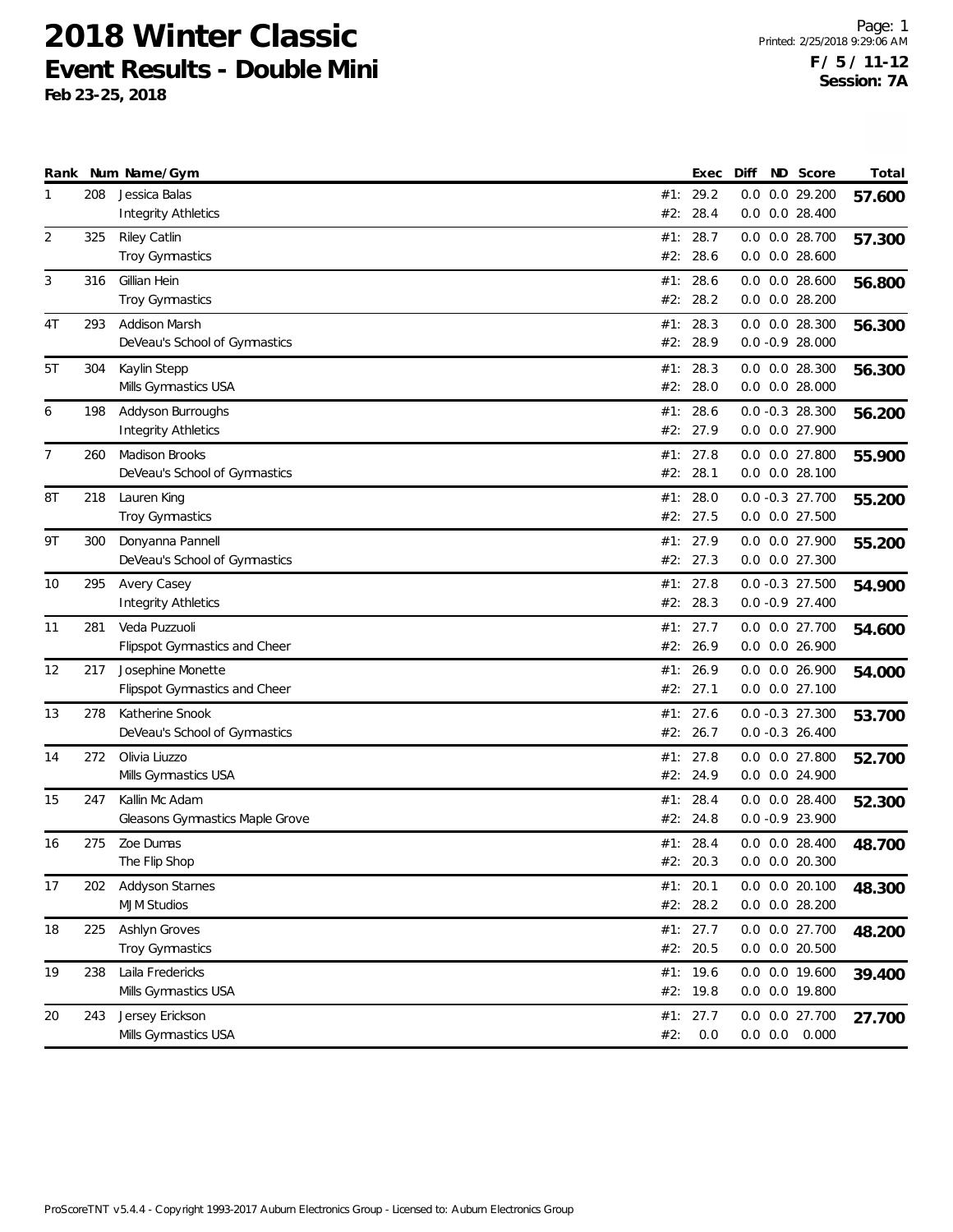# 2018 Winter Classic
## Event Results - Double Mini
**Feb 23-25, 2018**

**F / 5 / 11-12**
**Session: 7A**

| Rank | Num | Name/Gym | | Exec | Diff | ND | Score | Total |
|---|---|---|---|---|---|---|---|---|
| 1 | 208 | Jessica Balas | #1: | 29.2 | 0.0 | 0.0 | 29.200 | **57.600** |
| | | Integrity Athletics | #2: | 28.4 | 0.0 | 0.0 | 28.400 | |
| 2 | 325 | Riley Catlin | #1: | 28.7 | 0.0 | 0.0 | 28.700 | **57.300** |
| | | Troy Gymnastics | #2: | 28.6 | 0.0 | 0.0 | 28.600 | |
| 3 | 316 | Gillian Hein | #1: | 28.6 | 0.0 | 0.0 | 28.600 | **56.800** |
| | | Troy Gymnastics | #2: | 28.2 | 0.0 | 0.0 | 28.200 | |
| 4T | 293 | Addison Marsh | #1: | 28.3 | 0.0 | 0.0 | 28.300 | **56.300** |
| | | DeVeau's School of Gymnastics | #2: | 28.9 | 0.0 | -0.9 | 28.000 | |
| 5T | 304 | Kaylin Stepp | #1: | 28.3 | 0.0 | 0.0 | 28.300 | **56.300** |
| | | Mills Gymnastics USA | #2: | 28.0 | 0.0 | 0.0 | 28.000 | |
| 6 | 198 | Addyson Burroughs | #1: | 28.6 | 0.0 | -0.3 | 28.300 | **56.200** |
| | | Integrity Athletics | #2: | 27.9 | 0.0 | 0.0 | 27.900 | |
| 7 | 260 | Madison Brooks | #1: | 27.8 | 0.0 | 0.0 | 27.800 | **55.900** |
| | | DeVeau's School of Gymnastics | #2: | 28.1 | 0.0 | 0.0 | 28.100 | |
| 8T | 218 | Lauren King | #1: | 28.0 | 0.0 | -0.3 | 27.700 | **55.200** |
| | | Troy Gymnastics | #2: | 27.5 | 0.0 | 0.0 | 27.500 | |
| 9T | 300 | Donyanna Pannell | #1: | 27.9 | 0.0 | 0.0 | 27.900 | **55.200** |
| | | DeVeau's School of Gymnastics | #2: | 27.3 | 0.0 | 0.0 | 27.300 | |
| 10 | 295 | Avery Casey | #1: | 27.8 | 0.0 | -0.3 | 27.500 | **54.900** |
| | | Integrity Athletics | #2: | 28.3 | 0.0 | -0.9 | 27.400 | |
| 11 | 281 | Veda Puzzuoli | #1: | 27.7 | 0.0 | 0.0 | 27.700 | **54.600** |
| | | Flipspot Gymnastics and Cheer | #2: | 26.9 | 0.0 | 0.0 | 26.900 | |
| 12 | 217 | Josephine Monette | #1: | 26.9 | 0.0 | 0.0 | 26.900 | **54.000** |
| | | Flipspot Gymnastics and Cheer | #2: | 27.1 | 0.0 | 0.0 | 27.100 | |
| 13 | 278 | Katherine Snook | #1: | 27.6 | 0.0 | -0.3 | 27.300 | **53.700** |
| | | DeVeau's School of Gymnastics | #2: | 26.7 | 0.0 | -0.3 | 26.400 | |
| 14 | 272 | Olivia Liuzzo | #1: | 27.8 | 0.0 | 0.0 | 27.800 | **52.700** |
| | | Mills Gymnastics USA | #2: | 24.9 | 0.0 | 0.0 | 24.900 | |
| 15 | 247 | Kallin Mc Adam | #1: | 28.4 | 0.0 | 0.0 | 28.400 | **52.300** |
| | | Gleasons Gymnastics Maple Grove | #2: | 24.8 | 0.0 | -0.9 | 23.900 | |
| 16 | 275 | Zoe Dumas | #1: | 28.4 | 0.0 | 0.0 | 28.400 | **48.700** |
| | | The Flip Shop | #2: | 20.3 | 0.0 | 0.0 | 20.300 | |
| 17 | 202 | Addyson Starnes | #1: | 20.1 | 0.0 | 0.0 | 20.100 | **48.300** |
| | | MJM Studios | #2: | 28.2 | 0.0 | 0.0 | 28.200 | |
| 18 | 225 | Ashlyn Groves | #1: | 27.7 | 0.0 | 0.0 | 27.700 | **48.200** |
| | | Troy Gymnastics | #2: | 20.5 | 0.0 | 0.0 | 20.500 | |
| 19 | 238 | Laila Fredericks | #1: | 19.6 | 0.0 | 0.0 | 19.600 | **39.400** |
| | | Mills Gymnastics USA | #2: | 19.8 | 0.0 | 0.0 | 19.800 | |
| 20 | 243 | Jersey Erickson | #1: | 27.7 | 0.0 | 0.0 | 27.700 | **27.700** |
| | | Mills Gymnastics USA | #2: | 0.0 | 0.0 | 0.0 | 0.000 | |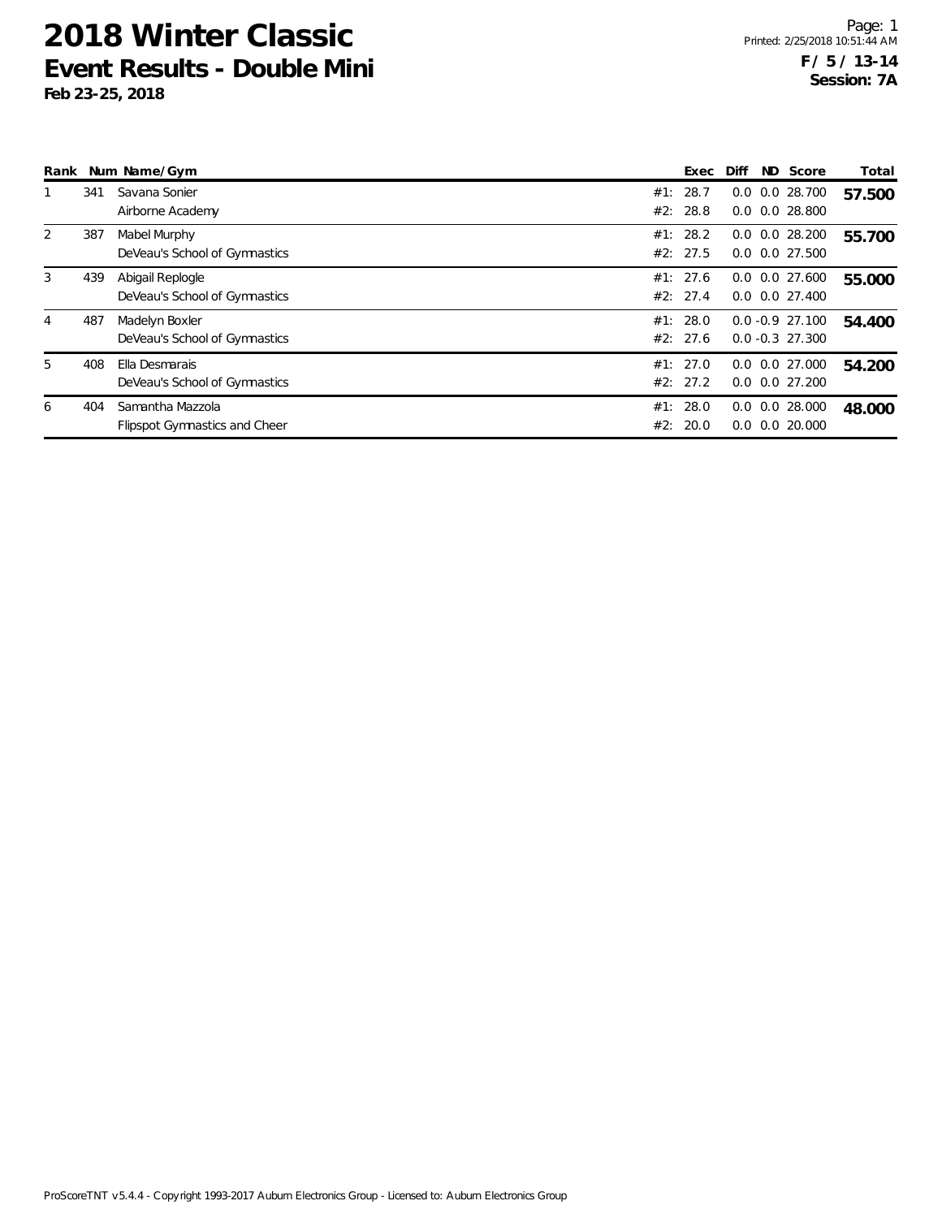# 2018 Winter Classic

## Event Results - Double Mini

**Feb 23-25, 2018**

Printed: 2/25/2018 10:51:44 AM

**F / 5 / 13-14**
**Session: 7A**

| Rank | Num | Name/Gym | | Exec | Diff | ND | Score | Total |
|---|---|---|---|---|---|---|---|---|
| 1 | 341 | Savana Sonier | #1: | 28.7 | 0.0 | 0.0 | 28.700 | **57.500** |
| | | Airborne Academy | #2: | 28.8 | 0.0 | 0.0 | 28.800 | |
| 2 | 387 | Mabel Murphy | #1: | 28.2 | 0.0 | 0.0 | 28.200 | **55.700** |
| | | DeVeau's School of Gymnastics | #2: | 27.5 | 0.0 | 0.0 | 27.500 | |
| 3 | 439 | Abigail Replogle | #1: | 27.6 | 0.0 | 0.0 | 27.600 | **55.000** |
| | | DeVeau's School of Gymnastics | #2: | 27.4 | 0.0 | 0.0 | 27.400 | |
| 4 | 487 | Madelyn Boxler | #1: | 28.0 | 0.0 | -0.9 | 27.100 | **54.400** |
| | | DeVeau's School of Gymnastics | #2: | 27.6 | 0.0 | -0.3 | 27.300 | |
| 5 | 408 | Ella Desmarais | #1: | 27.0 | 0.0 | 0.0 | 27.000 | **54.200** |
| | | DeVeau's School of Gymnastics | #2: | 27.2 | 0.0 | 0.0 | 27.200 | |
| 6 | 404 | Samantha Mazzola | #1: | 28.0 | 0.0 | 0.0 | 28.000 | **48.000** |
| | | Flipspot Gymnastics and Cheer | #2: | 20.0 | 0.0 | 0.0 | 20.000 | |

ProScoreTNT v5.4.4 - Copyright 1993-2017 Auburn Electronics Group - Licensed to: Auburn Electronics Group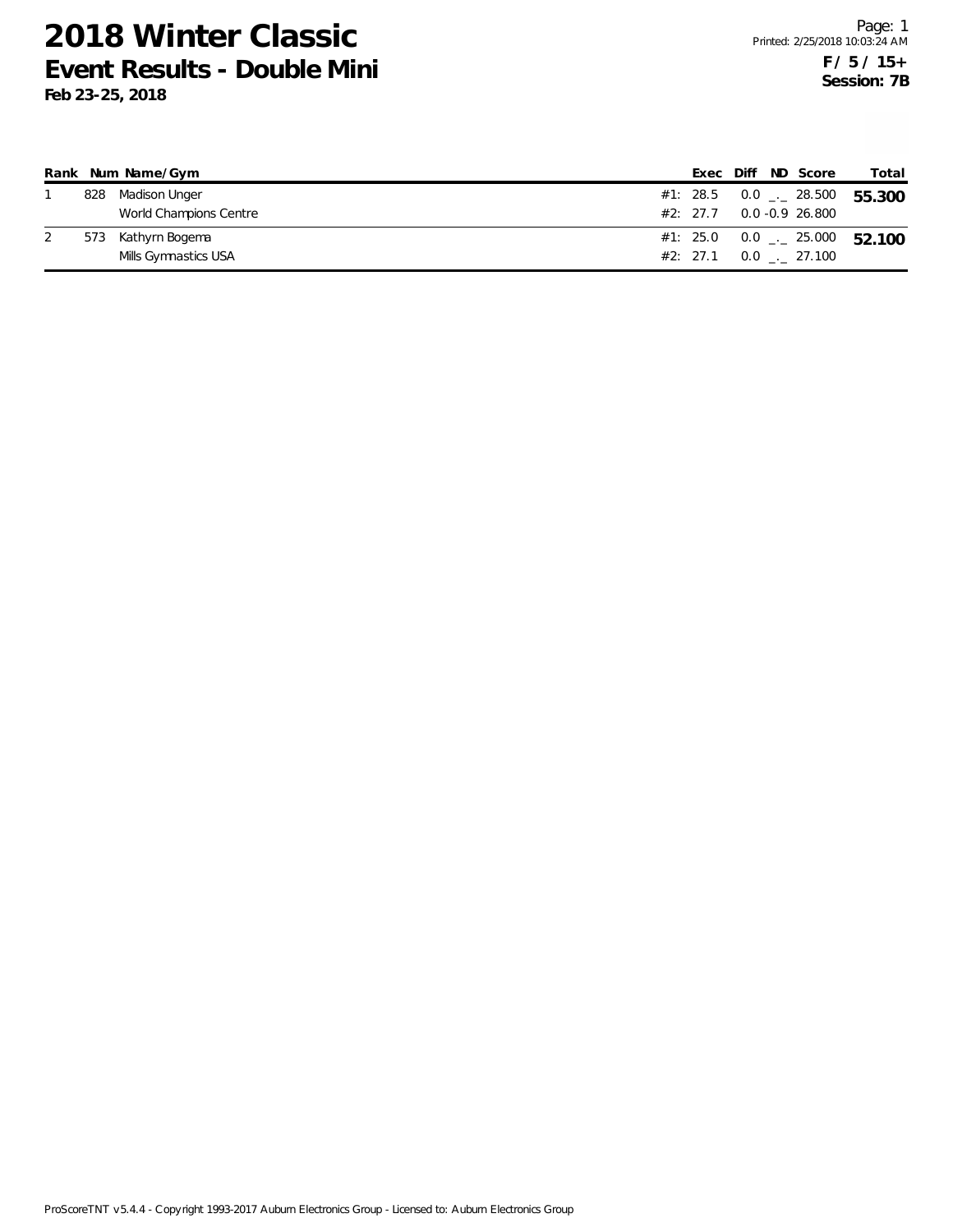# 2018 Winter Classic
## Event Results - Double Mini
**Feb 23-25, 2018**

**F / 5 / 15+**
**Session: 7B**

| Rank | Num | Name/Gym | | Exec | Diff | ND | Score | Total |
|---|---|---|---|---|---|---|---|---|
| 1 | 828 | Madison Unger | #1: | 28.5 | 0.0 | _._ | 28.500 | **55.300** |
| | | World Champions Centre | #2: | 27.7 | 0.0 | -0.9 | 26.800 | |
| 2 | 573 | Kathyrn Bogema | #1: | 25.0 | 0.0 | _._ | 25.000 | **52.100** |
| | | Mills Gymnastics USA | #2: | 27.1 | 0.0 | _._ | 27.100 | |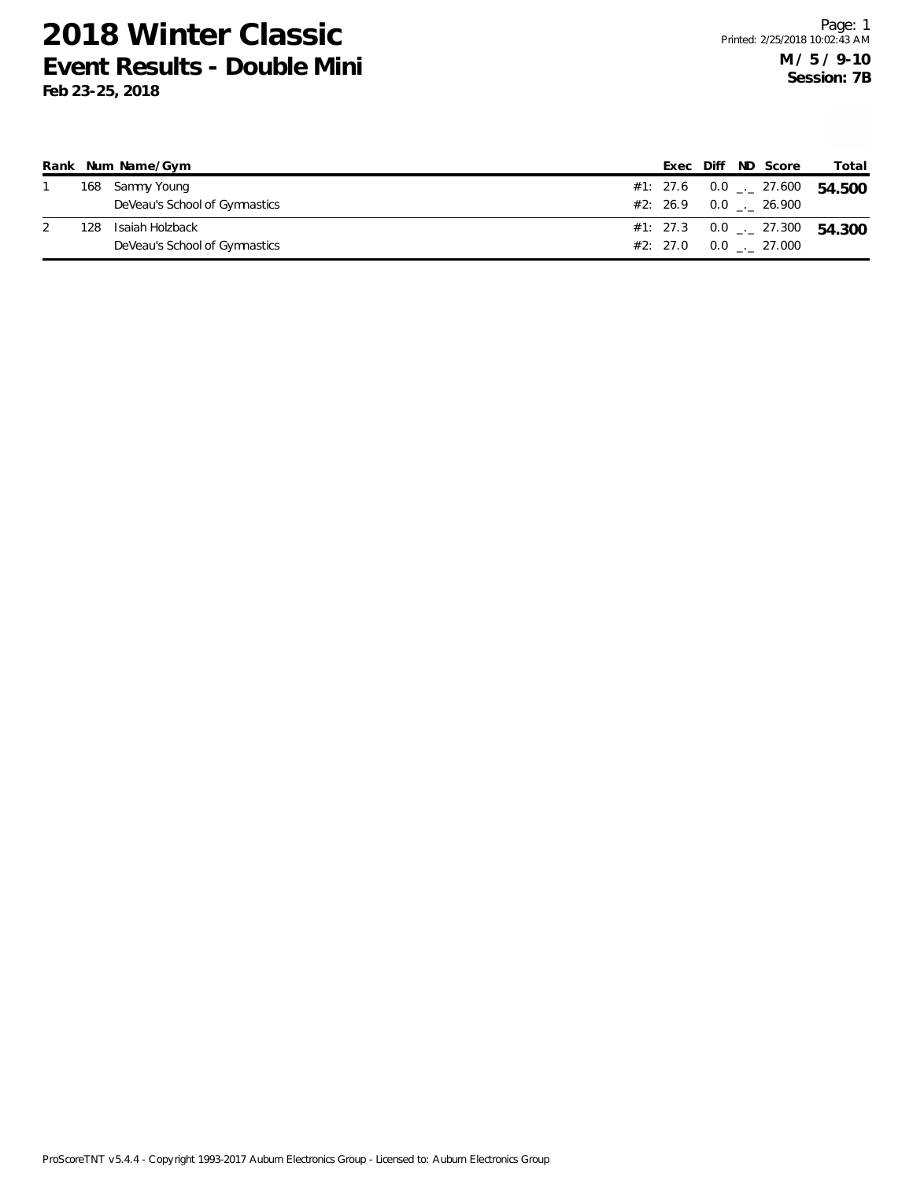# 2018 Winter Classic

## Event Results - Double Mini

**Feb 23-25, 2018**

**M / 5 / 9-10**
**Session: 7B**

| Rank | Num | Name/Gym | | Exec | Diff | ND | Score | Total |
|---|---|---|---|---|---|---|---|---|
| 1 | 168 | Sammy Young | #1: | 27.6 | 0.0 | _._ | 27.600 | **54.500** |
| | | DeVeau's School of Gymnastics | #2: | 26.9 | 0.0 | _._ | 26.900 | |
| 2 | 128 | Isaiah Holzback | #1: | 27.3 | 0.0 | _._ | 27.300 | **54.300** |
| | | DeVeau's School of Gymnastics | #2: | 27.0 | 0.0 | _._ | 27.000 | |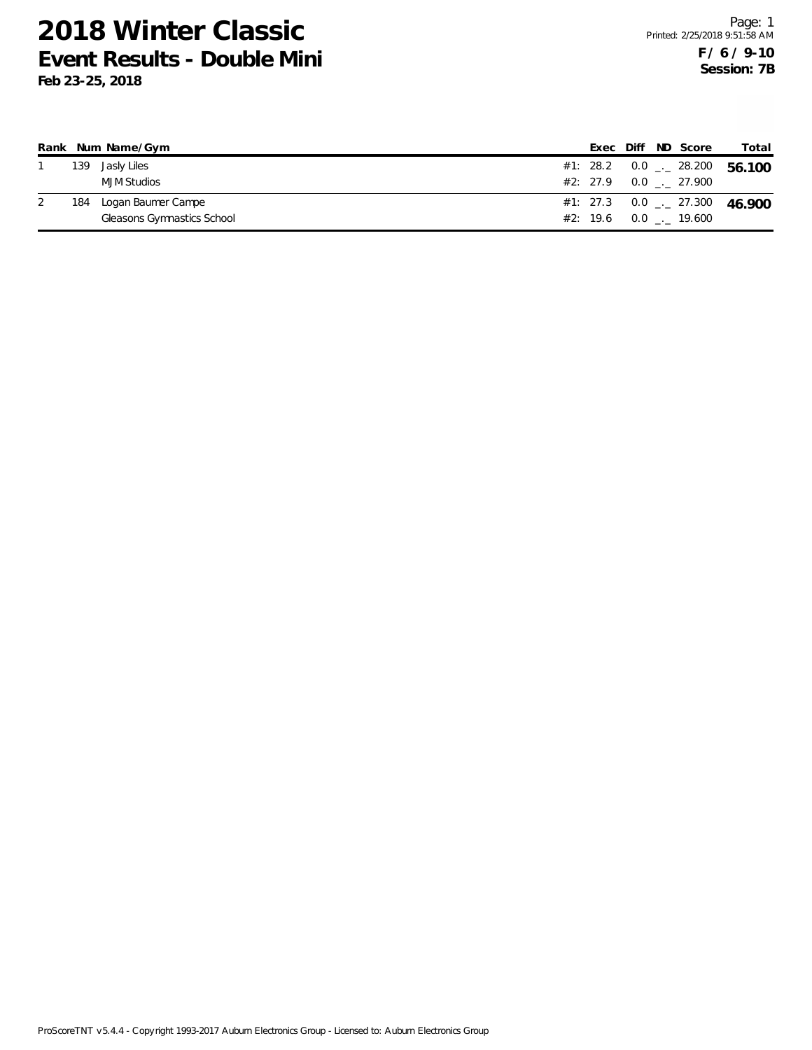# 2018 Winter Classic

## Event Results - Double Mini

**Feb 23-25, 2018**

**F / 6 / 9-10**
**Session: 7B**

| Rank | Num | Name/Gym | | Exec | Diff | ND | Score | Total |
|---|---|---|---|---|---|---|---|---|
| 1 | 139 | Jasly Liles | #1: | 28.2 | 0.0 | _._ | 28.200 | **56.100** |
| | | MJM Studios | #2: | 27.9 | 0.0 | _._ | 27.900 | |
| 2 | 184 | Logan Baumer Campe | #1: | 27.3 | 0.0 | _._ | 27.300 | **46.900** |
| | | Gleasons Gymnastics School | #2: | 19.6 | 0.0 | _._ | 19.600 | |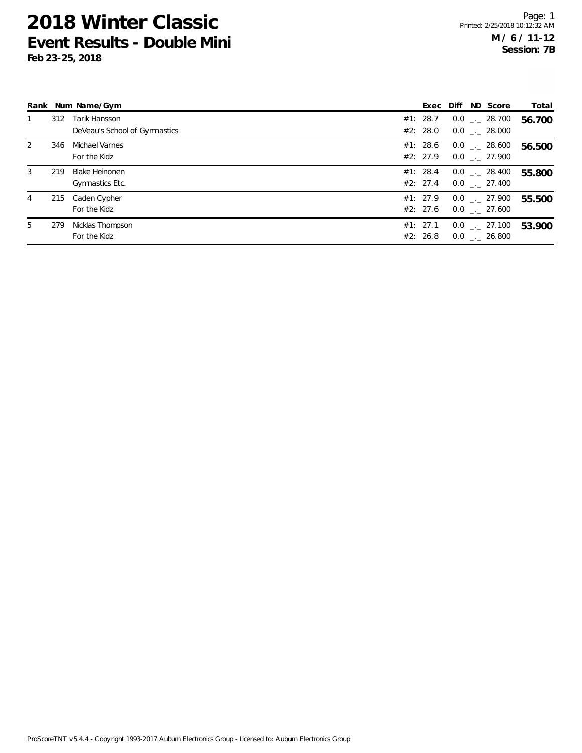# 2018 Winter Classic
## Event Results - Double Mini
**Feb 23-25, 2018**

**M / 6 / 11-12**
**Session: 7B**

| Rank | Num | Name/Gym | | Exec | Diff | ND | Score | Total |
|---|---|---|---|---|---|---|---|---|
| 1 | 312 | Tarik Hansson | #1: | 28.7 | 0.0 | _._ | 28.700 | **56.700** |
| | | DeVeau's School of Gymnastics | #2: | 28.0 | 0.0 | _._ | 28.000 | |
| 2 | 346 | Michael Varnes | #1: | 28.6 | 0.0 | _._ | 28.600 | **56.500** |
| | | For the Kidz | #2: | 27.9 | 0.0 | _._ | 27.900 | |
| 3 | 219 | Blake Heinonen | #1: | 28.4 | 0.0 | _._ | 28.400 | **55.800** |
| | | Gymnastics Etc. | #2: | 27.4 | 0.0 | _._ | 27.400 | |
| 4 | 215 | Caden Cypher | #1: | 27.9 | 0.0 | _._ | 27.900 | **55.500** |
| | | For the Kidz | #2: | 27.6 | 0.0 | _._ | 27.600 | |
| 5 | 279 | Nicklas Thompson | #1: | 27.1 | 0.0 | _._ | 27.100 | **53.900** |
| | | For the Kidz | #2: | 26.8 | 0.0 | _._ | 26.800 | |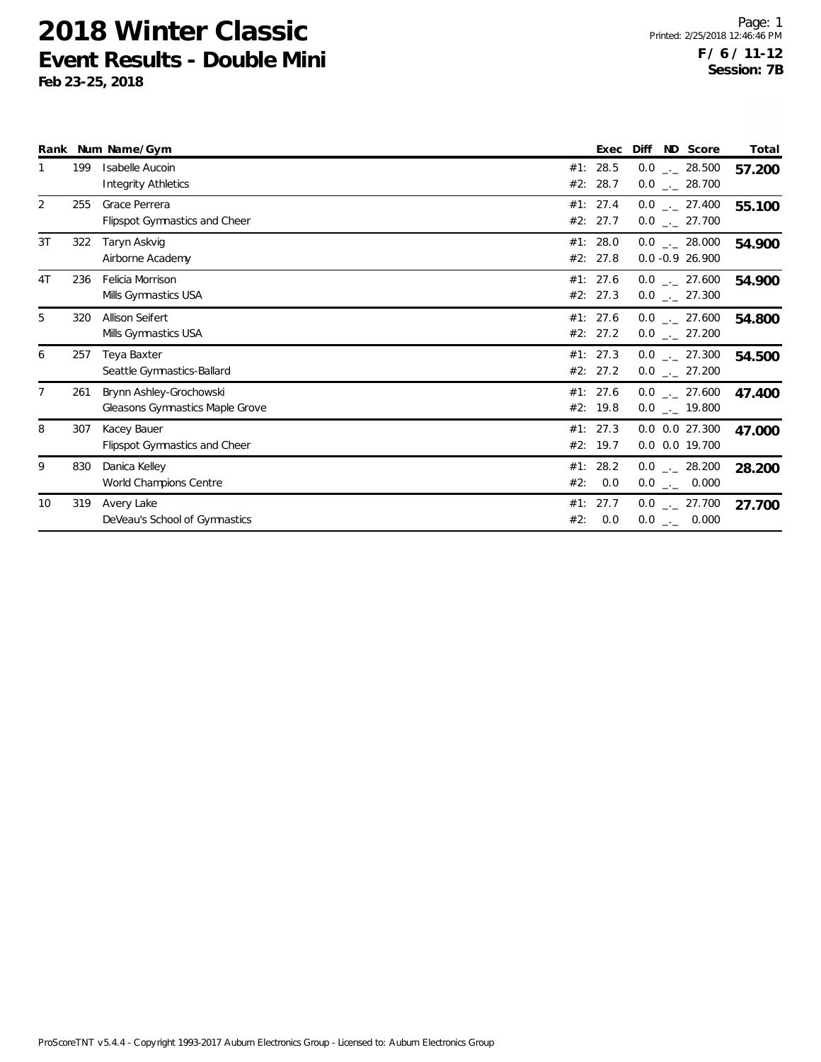# 2018 Winter Classic

## Event Results - Double Mini

**Feb 23-25, 2018**

Printed: 2/25/2018 12:46:46 PM

**F / 6 / 11-12**
**Session: 7B**

| Rank | Num | Name/Gym | | Exec | Diff | ND | Score | Total |
|---|---|---|---|---|---|---|---|---|
| 1 | 199 | Isabelle Aucoin | #1: | 28.5 | 0.0 | _._ | 28.500 | 57.200 |
| | | Integrity Athletics | #2: | 28.7 | 0.0 | _._ | 28.700 | |
| 2 | 255 | Grace Perrera | #1: | 27.4 | 0.0 | _._ | 27.400 | 55.100 |
| | | Flipspot Gymnastics and Cheer | #2: | 27.7 | 0.0 | _._ | 27.700 | |
| 3T | 322 | Taryn Askvig | #1: | 28.0 | 0.0 | _._ | 28.000 | 54.900 |
| | | Airborne Academy | #2: | 27.8 | 0.0 | -0.9 | 26.900 | |
| 4T | 236 | Felicia Morrison | #1: | 27.6 | 0.0 | _._ | 27.600 | 54.900 |
| | | Mills Gymnastics USA | #2: | 27.3 | 0.0 | _._ | 27.300 | |
| 5 | 320 | Allison Seifert | #1: | 27.6 | 0.0 | _._ | 27.600 | 54.800 |
| | | Mills Gymnastics USA | #2: | 27.2 | 0.0 | _._ | 27.200 | |
| 6 | 257 | Teya Baxter | #1: | 27.3 | 0.0 | _._ | 27.300 | 54.500 |
| | | Seattle Gymnastics-Ballard | #2: | 27.2 | 0.0 | _._ | 27.200 | |
| 7 | 261 | Brynn Ashley-Grochowski | #1: | 27.6 | 0.0 | _._ | 27.600 | 47.400 |
| | | Gleasons Gymnastics Maple Grove | #2: | 19.8 | 0.0 | _._ | 19.800 | |
| 8 | 307 | Kacey Bauer | #1: | 27.3 | 0.0 | 0.0 | 27.300 | 47.000 |
| | | Flipspot Gymnastics and Cheer | #2: | 19.7 | 0.0 | 0.0 | 19.700 | |
| 9 | 830 | Danica Kelley | #1: | 28.2 | 0.0 | _._ | 28.200 | 28.200 |
| | | World Champions Centre | #2: | 0.0 | 0.0 | _._ | 0.000 | |
| 10 | 319 | Avery Lake | #1: | 27.7 | 0.0 | _._ | 27.700 | 27.700 |
| | | DeVeau's School of Gymnastics | #2: | 0.0 | 0.0 | _._ | 0.000 | |

ProScoreTNT v5.4.4 - Copyright 1993-2017 Auburn Electronics Group - Licensed to: Auburn Electronics Group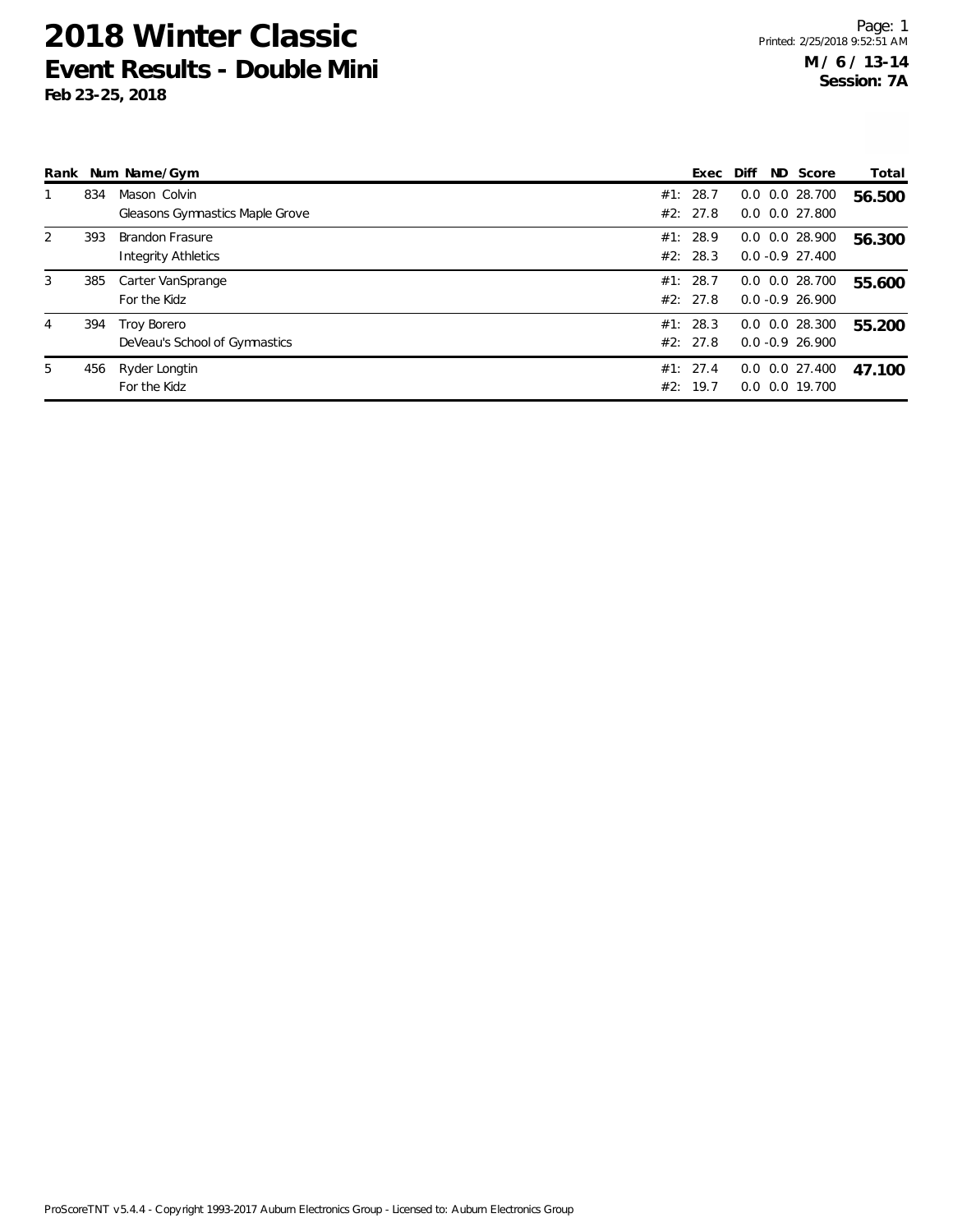# 2018 Winter Classic

## Event Results - Double Mini

**Feb 23-25, 2018**

Printed: 2/25/2018 9:52:51 AM

**M / 6 / 13-14**
**Session: 7A**

| Rank | Num | Name/Gym | | Exec | Diff | ND | Score | Total |
|---|---|---|---|---|---|---|---|---|
| 1 | 834 | Mason Colvin | #1: | 28.7 | 0.0 | 0.0 | 28.700 | **56.500** |
| | | Gleasons Gymnastics Maple Grove | #2: | 27.8 | 0.0 | 0.0 | 27.800 | |
| 2 | 393 | Brandon Frasure | #1: | 28.9 | 0.0 | 0.0 | 28.900 | **56.300** |
| | | Integrity Athletics | #2: | 28.3 | 0.0 | -0.9 | 27.400 | |
| 3 | 385 | Carter VanSprange | #1: | 28.7 | 0.0 | 0.0 | 28.700 | **55.600** |
| | | For the Kidz | #2: | 27.8 | 0.0 | -0.9 | 26.900 | |
| 4 | 394 | Troy Borero | #1: | 28.3 | 0.0 | 0.0 | 28.300 | **55.200** |
| | | DeVeau's School of Gymnastics | #2: | 27.8 | 0.0 | -0.9 | 26.900 | |
| 5 | 456 | Ryder Longtin | #1: | 27.4 | 0.0 | 0.0 | 27.400 | **47.100** |
| | | For the Kidz | #2: | 19.7 | 0.0 | 0.0 | 19.700 | |

ProScoreTNT v5.4.4 - Copyright 1993-2017 Auburn Electronics Group - Licensed to: Auburn Electronics Group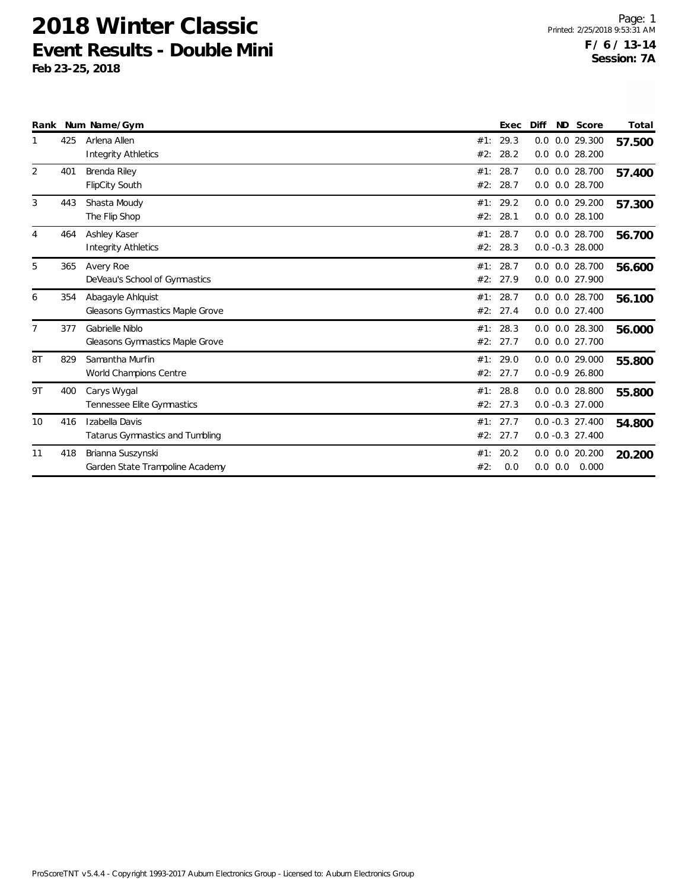# 2018 Winter Classic

## Event Results - Double Mini

**Feb 23-25, 2018**

Page: 1
Printed: 2/25/2018 9:53:31 AM

**F / 6 / 13-14**
**Session: 7A**

| Rank | Num | Name/Gym | | Exec | Diff | ND | Score | Total |
|---|---|---|---|---|---|---|---|---|
| 1 | 425 | Arlena Allen | #1: | 29.3 | 0.0 | 0.0 | 29.300 | **57.500** |
| | | Integrity Athletics | #2: | 28.2 | 0.0 | 0.0 | 28.200 | |
| 2 | 401 | Brenda Riley | #1: | 28.7 | 0.0 | 0.0 | 28.700 | **57.400** |
| | | FlipCity South | #2: | 28.7 | 0.0 | 0.0 | 28.700 | |
| 3 | 443 | Shasta Moody | #1: | 29.2 | 0.0 | 0.0 | 29.200 | **57.300** |
| | | The Flip Shop | #2: | 28.1 | 0.0 | 0.0 | 28.100 | |
| 4 | 464 | Ashley Kaser | #1: | 28.7 | 0.0 | 0.0 | 28.700 | **56.700** |
| | | Integrity Athletics | #2: | 28.3 | 0.0 | -0.3 | 28.000 | |
| 5 | 365 | Avery Roe | #1: | 28.7 | 0.0 | 0.0 | 28.700 | **56.600** |
| | | DeVeau's School of Gymnastics | #2: | 27.9 | 0.0 | 0.0 | 27.900 | |
| 6 | 354 | Abagayle Ahlquist | #1: | 28.7 | 0.0 | 0.0 | 28.700 | **56.100** |
| | | Gleasons Gymnastics Maple Grove | #2: | 27.4 | 0.0 | 0.0 | 27.400 | |
| 7 | 377 | Gabrielle Niblo | #1: | 28.3 | 0.0 | 0.0 | 28.300 | **56.000** |
| | | Gleasons Gymnastics Maple Grove | #2: | 27.7 | 0.0 | 0.0 | 27.700 | |
| 8T | 829 | Samantha Murfin | #1: | 29.0 | 0.0 | 0.0 | 29.000 | **55.800** |
| | | World Champions Centre | #2: | 27.7 | 0.0 | -0.9 | 26.800 | |
| 9T | 400 | Carys Wygal | #1: | 28.8 | 0.0 | 0.0 | 28.800 | **55.800** |
| | | Tennessee Elite Gymnastics | #2: | 27.3 | 0.0 | -0.3 | 27.000 | |
| 10 | 416 | Izabella Davis | #1: | 27.7 | 0.0 | -0.3 | 27.400 | **54.800** |
| | | Tatarus Gymnastics and Tumbling | #2: | 27.7 | 0.0 | -0.3 | 27.400 | |
| 11 | 418 | Brianna Suszynski | #1: | 20.2 | 0.0 | 0.0 | 20.200 | **20.200** |
| | | Garden State Trampoline Academy | #2: | 0.0 | 0.0 | 0.0 | 0.000 | |

ProScoreTNT v5.4.4 - Copyright 1993-2017 Auburn Electronics Group - Licensed to: Auburn Electronics Group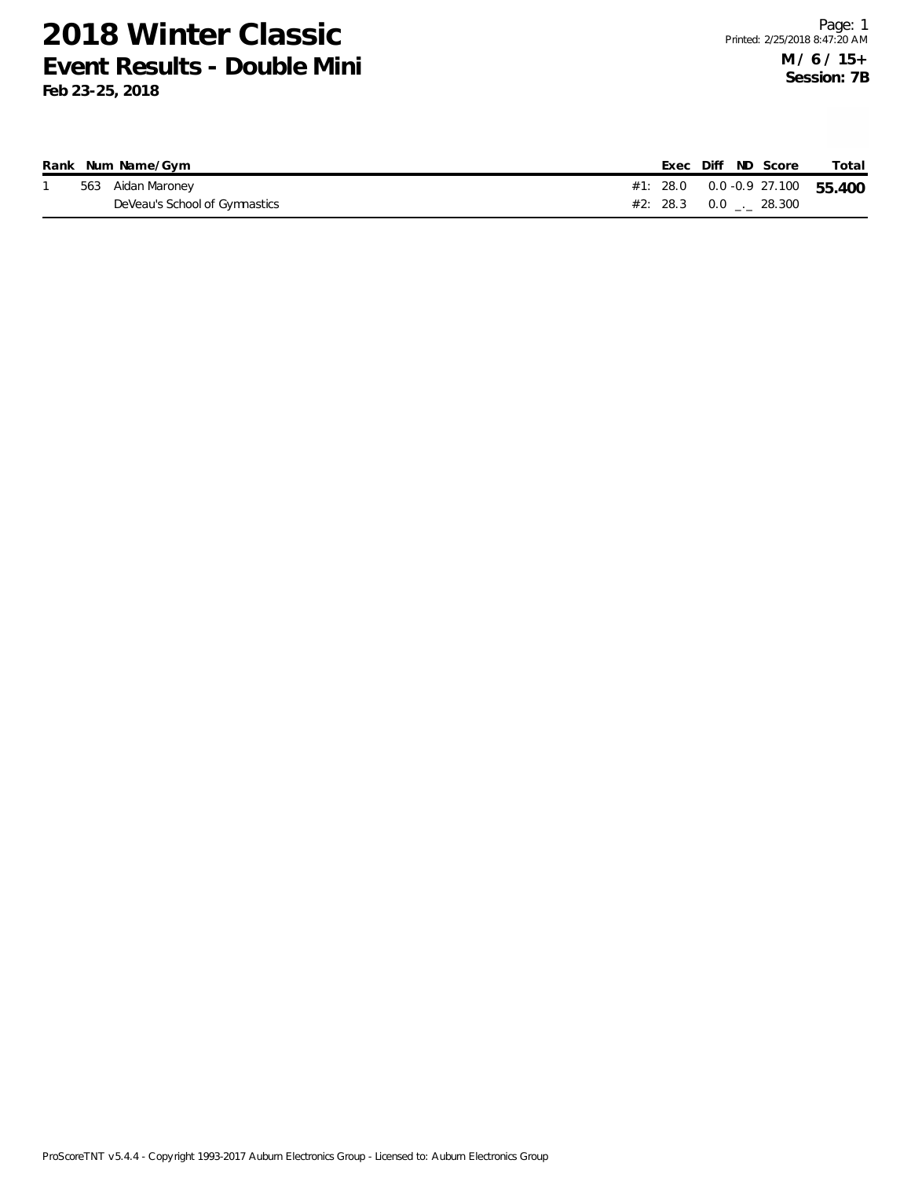# 2018 Winter Classic

## Event Results - Double Mini

**Feb 23-25, 2018**

Printed: 2/25/2018 8:47:20 AM

**M / 6 / 15+**

**Session: 7B**

| Rank | Num | Name/Gym | | Exec | Diff | ND | Score | Total |
|---|---|---|---|---|---|---|---|---|
| 1 | 563 | Aidan Maroney | #1: | 28.0 | 0.0 | -0.9 | 27.100 | **55.400** |
| | | DeVeau's School of Gymnastics | #2: | 28.3 | 0.0 | _._ | 28.300 | |

ProScoreTNT v5.4.4 - Copyright 1993-2017 Auburn Electronics Group - Licensed to: Auburn Electronics Group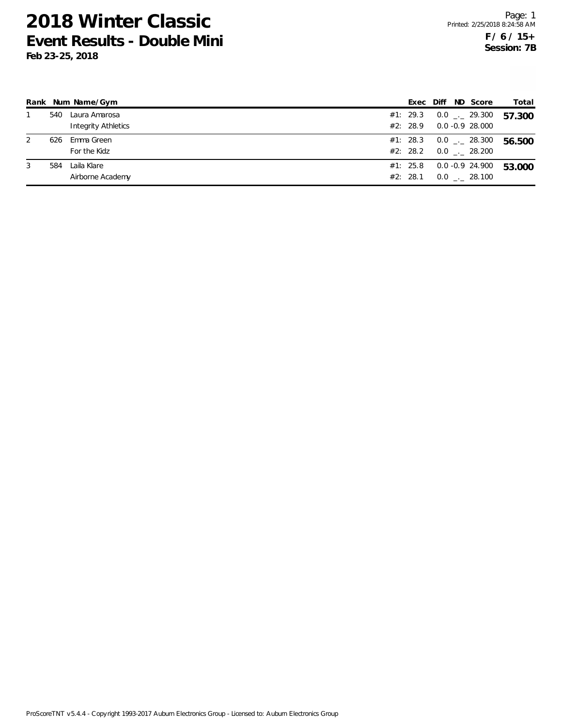# 2018 Winter Classic
## Event Results - Double Mini
**Feb 23-25, 2018**

**F / 6 / 15+**
**Session: 7B**

| Rank | Num | Name/Gym | | Exec | Diff | ND | Score | Total |
|---|---|---|---|---|---|---|---|---|
| 1 | 540 | Laura Amarosa | #1: | 29.3 | 0.0 | _._ | 29.300 | **57.300** |
| | | Integrity Athletics | #2: | 28.9 | 0.0 | -0.9 | 28.000 | |
| 2 | 626 | Emma Green | #1: | 28.3 | 0.0 | _._ | 28.300 | **56.500** |
| | | For the Kidz | #2: | 28.2 | 0.0 | _._ | 28.200 | |
| 3 | 584 | Laila Klare | #1: | 25.8 | 0.0 | -0.9 | 24.900 | **53.000** |
| | | Airborne Academy | #2: | 28.1 | 0.0 | _._ | 28.100 | |

ProScoreTNT v5.4.4 - Copyright 1993-2017 Auburn Electronics Group - Licensed to: Auburn Electronics Group